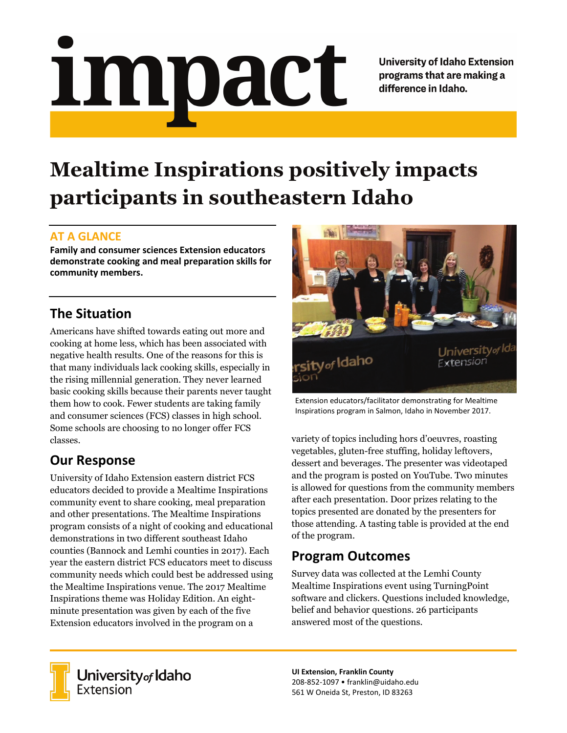# impact

University of Idaho Extension programs that are making a difference in Idaho.

# Mealtime Inspirations positively impacts participants in southeastern Idaho

### AT A GLANCE

**Family and consumer sciences Extension educators demonstrate cooking and meal preparation skills for community members.**

## The Situation

Americans have shifted towards eating out more and cooking at home less, which has been associated with negative health results. One of the reasons for this is that many individuals lack cooking skills, especially in the rising millennial generation. They never learned basic cooking skills because their parents never taught them how to cook. Fewer students are taking family and consumer sciences (FCS) classes in high school. Some schools are choosing to no longer offer FCS classes.

## Our Response

University of Idaho Extension eastern district FCS educators decided to provide a Mealtime Inspirations community event to share cooking, meal preparation and other presentations. The Mealtime Inspirations program consists of a night of cooking and educational demonstrations in two different southeast Idaho counties (Bannock and Lemhi counties in 2017). Each year the eastern district FCS educators meet to discuss community needs which could best be addressed using the Mealtime Inspirations venue. The 2017 Mealtime Inspirations theme was Holiday Edition. An eight-minute presentation was given by each of the five Extension educators involved in the program on a variety of topics including hors d'oeuvres, roasting vegetables, gluten-free stuffing, holiday leftovers, dessert and beverages. The presenter was videotaped and the program is posted on YouTube. Two minutes is allowed for questions from the community members after each presentation. Door prizes relating to the topics presented are donated by the presenters for those attending. A tasting table is provided at the end of the program.

Extension educators/facilitator demonstrating for Mealtime Inspirations program in Salmon, Idaho in November 2017.

## Program Outcomes

Survey data was collected at the Lemhi County Mealtime Inspirations event using TurningPoint software and clickers. Questions included knowledge, belief and behavior questions. 26 participants answered most of the questions.

University of Idaho Extension

**UI Extension, Franklin County**
208-852-1097 • franklin@uidaho.edu
561 W Oneida St, Preston, ID 83263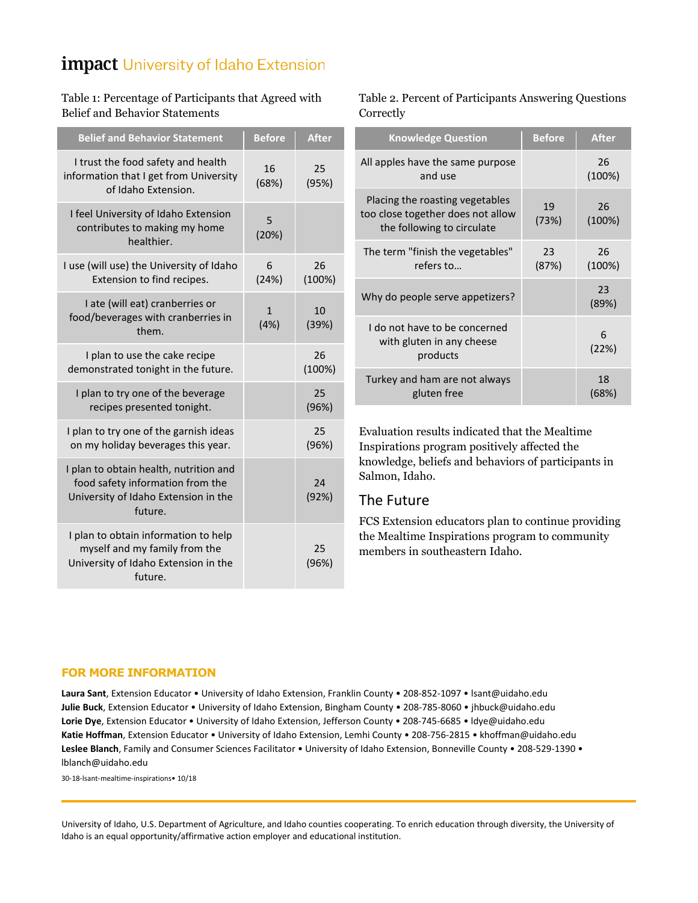Table 1: Percentage of Participants that Agreed with Belief and Behavior Statements

| Belief and Behavior Statement | Before | After |
|---|---|---|
| I trust the food safety and health information that I get from University of Idaho Extension. | 16 (68%) | 25 (95%) |
| I feel University of Idaho Extension contributes to making my home healthier. | 5 (20%) | |
| I use (will use) the University of Idaho Extension to find recipes. | 6 (24%) | 26 (100%) |
| I ate (will eat) cranberries or food/beverages with cranberries in them. | 1 (4%) | 10 (39%) |
| I plan to use the cake recipe demonstrated tonight in the future. | | 26 (100%) |
| I plan to try one of the beverage recipes presented tonight. | | 25 (96%) |
| I plan to try one of the garnish ideas on my holiday beverages this year. | | 25 (96%) |
| I plan to obtain health, nutrition and food safety information from the University of Idaho Extension in the future. | | 24 (92%) |
| I plan to obtain information to help myself and my family from the University of Idaho Extension in the future. | | 25 (96%) |

Table 2. Percent of Participants Answering Questions Correctly

| Knowledge Question | Before | After |
|---|---|---|
| All apples have the same purpose and use | | 26 (100%) |
| Placing the roasting vegetables too close together does not allow the following to circulate | 19 (73%) | 26 (100%) |
| The term "finish the vegetables" refers to… | 23 (87%) | 26 (100%) |
| Why do people serve appetizers? | | 23 (89%) |
| I do not have to be concerned with gluten in any cheese products | | 6 (22%) |
| Turkey and ham are not always gluten free | | 18 (68%) |

Evaluation results indicated that the Mealtime Inspirations program positively affected the knowledge, beliefs and behaviors of participants in Salmon, Idaho.

## The Future

FCS Extension educators plan to continue providing the Mealtime Inspirations program to community members in southeastern Idaho.

### FOR MORE INFORMATION

**Laura Sant**, Extension Educator • University of Idaho Extension, Franklin County • 208-852-1097 • lsant@uidaho.edu
**Julie Buck**, Extension Educator • University of Idaho Extension, Bingham County • 208-785-8060 • jhbuck@uidaho.edu
**Lorie Dye**, Extension Educator • University of Idaho Extension, Jefferson County • 208-745-6685 • ldye@uidaho.edu
**Katie Hoffman**, Extension Educator • University of Idaho Extension, Lemhi County • 208-756-2815 • khoffman@uidaho.edu
**Leslee Blanch**, Family and Consumer Sciences Facilitator • University of Idaho Extension, Bonneville County • 208-529-1390 • lblanch@uidaho.edu

30-18-lsant-mealtime-inspirations• 10/18

University of Idaho, U.S. Department of Agriculture, and Idaho counties cooperating. To enrich education through diversity, the University of Idaho is an equal opportunity/affirmative action employer and educational institution.